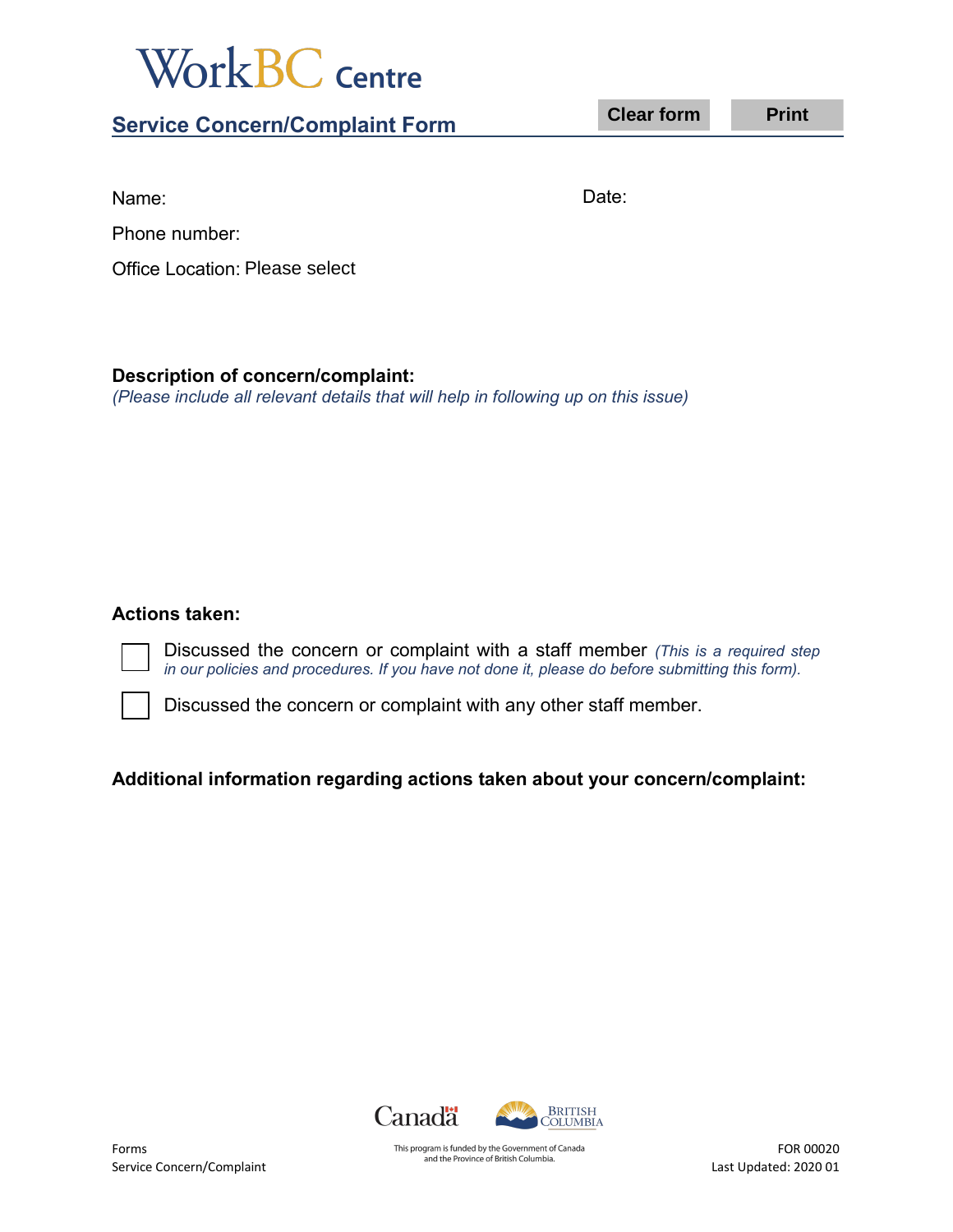# WorkBC Centre

## Service Concern/Complaint Form

Clear form | Print

Name: Date:

Phone number:

Office Location: Please select

**Description of concern/complaint:**
*(Please include all relevant details that will help in following up on this issue)*

**Actions taken:**

- [ ] Discussed the concern or complaint with a staff member *(This is a required step in our policies and procedures. If you have not done it, please do before submitting this form).*
- [ ] Discussed the concern or complaint with any other staff member.

**Additional information regarding actions taken about your concern/complaint:**

This program is funded by the Government of Canada and the Province of British Columbia.

Forms
Service Concern/Complaint

FOR 00020
Last Updated: 2020 01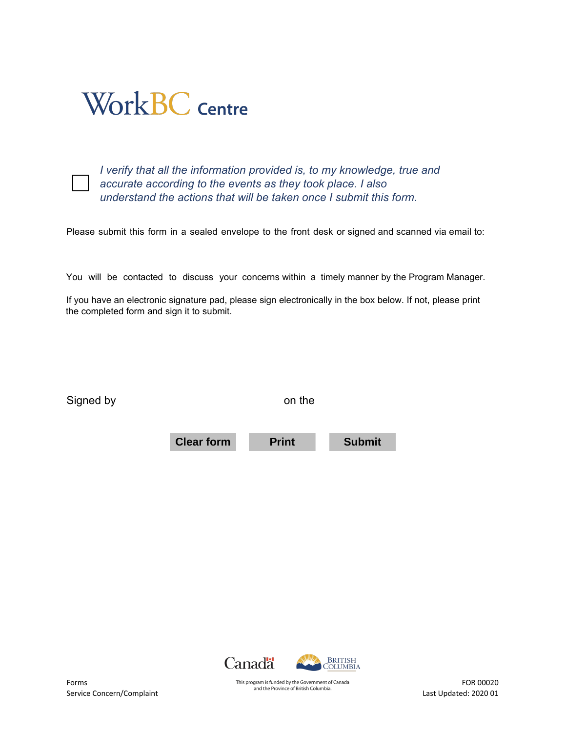WorkBC Centre

☐ *I verify that all the information provided is, to my knowledge, true and accurate according to the events as they took place. I also understand the actions that will be taken once I submit this form.*

Please submit this form in a sealed envelope to the front desk or signed and scanned via email to:

You will be contacted to discuss your concerns within a timely manner by the Program Manager.

If you have an electronic signature pad, please sign electronically in the box below. If not, please print the completed form and sign it to submit.

Signed by on the

Clear form | Print | Submit

This program is funded by the Government of Canada and the Province of British Columbia.

Forms
Service Concern/Complaint

FOR 00020
Last Updated: 2020 01